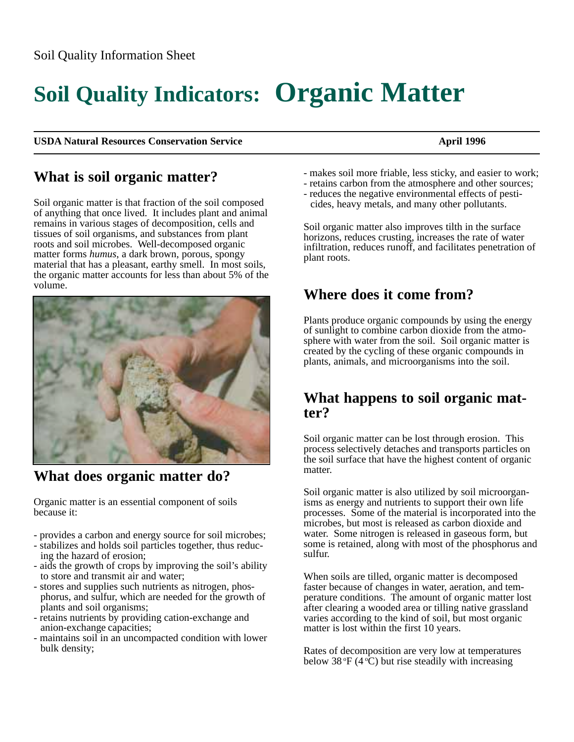Soil Quality Information Sheet

# Soil Quality Indicators: Organic Matter

**USDA Natural Resources Conservation Service** **April 1996**

## What is soil organic matter?

Soil organic matter is that fraction of the soil composed of anything that once lived. It includes plant and animal remains in various stages of decomposition, cells and tissues of soil organisms, and substances from plant roots and soil microbes. Well-decomposed organic matter forms *humus*, a dark brown, porous, spongy material that has a pleasant, earthy smell. In most soils, the organic matter accounts for less than about 5% of the volume.

## What does organic matter do?

Organic matter is an essential component of soils because it:

- provides a carbon and energy source for soil microbes;
- stabilizes and holds soil particles together, thus reducing the hazard of erosion;
- aids the growth of crops by improving the soil's ability to store and transmit air and water;
- stores and supplies such nutrients as nitrogen, phosphorus, and sulfur, which are needed for the growth of plants and soil organisms;
- retains nutrients by providing cation-exchange and anion-exchange capacities;
- maintains soil in an uncompacted condition with lower bulk density;
- makes soil more friable, less sticky, and easier to work;
- retains carbon from the atmosphere and other sources;
- reduces the negative environmental effects of pesticides, heavy metals, and many other pollutants.

Soil organic matter also improves tilth in the surface horizons, reduces crusting, increases the rate of water infiltration, reduces runoff, and facilitates penetration of plant roots.

## Where does it come from?

Plants produce organic compounds by using the energy of sunlight to combine carbon dioxide from the atmosphere with water from the soil. Soil organic matter is created by the cycling of these organic compounds in plants, animals, and microorganisms into the soil.

## What happens to soil organic matter?

Soil organic matter can be lost through erosion. This process selectively detaches and transports particles on the soil surface that have the highest content of organic matter.

Soil organic matter is also utilized by soil microorganisms as energy and nutrients to support their own life processes. Some of the material is incorporated into the microbes, but most is released as carbon dioxide and water. Some nitrogen is released in gaseous form, but some is retained, along with most of the phosphorus and sulfur.

When soils are tilled, organic matter is decomposed faster because of changes in water, aeration, and temperature conditions. The amount of organic matter lost after clearing a wooded area or tilling native grassland varies according to the kind of soil, but most organic matter is lost within the first 10 years.

Rates of decomposition are very low at temperatures below 38°F (4°C) but rise steadily with increasing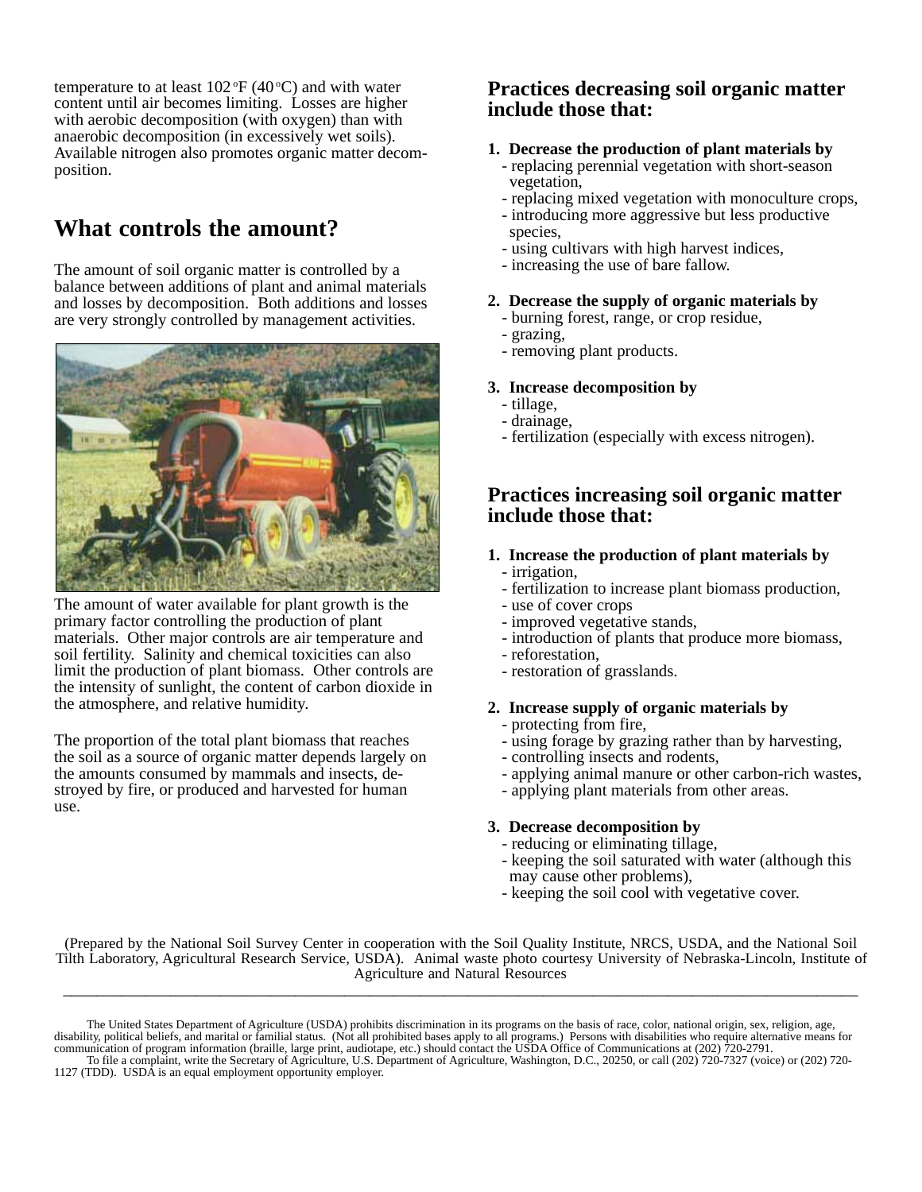temperature to at least 102 °F (40 °C) and with water content until air becomes limiting. Losses are higher with aerobic decomposition (with oxygen) than with anaerobic decomposition (in excessively wet soils). Available nitrogen also promotes organic matter decomposition.

## What controls the amount?

The amount of soil organic matter is controlled by a balance between additions of plant and animal materials and losses by decomposition. Both additions and losses are very strongly controlled by management activities.

The amount of water available for plant growth is the primary factor controlling the production of plant materials. Other major controls are air temperature and soil fertility. Salinity and chemical toxicities can also limit the production of plant biomass. Other controls are the intensity of sunlight, the content of carbon dioxide in the atmosphere, and relative humidity.

The proportion of the total plant biomass that reaches the soil as a source of organic matter depends largely on the amounts consumed by mammals and insects, destroyed by fire, or produced and harvested for human use.

### Practices decreasing soil organic matter include those that:

**1. Decrease the production of plant materials by**
- replacing perennial vegetation with short-season vegetation,
- replacing mixed vegetation with monoculture crops,
- introducing more aggressive but less productive species,
- using cultivars with high harvest indices,
- increasing the use of bare fallow.

**2. Decrease the supply of organic materials by**
- burning forest, range, or crop residue,
- grazing,
- removing plant products.

**3. Increase decomposition by**
- tillage,
- drainage,
- fertilization (especially with excess nitrogen).

### Practices increasing soil organic matter include those that:

**1. Increase the production of plant materials by**
- irrigation,
- fertilization to increase plant biomass production,
- use of cover crops
- improved vegetative stands,
- introduction of plants that produce more biomass,
- reforestation,
- restoration of grasslands.

**2. Increase supply of organic materials by**
- protecting from fire,
- using forage by grazing rather than by harvesting,
- controlling insects and rodents,
- applying animal manure or other carbon-rich wastes,
- applying plant materials from other areas.

**3. Decrease decomposition by**
- reducing or eliminating tillage,
- keeping the soil saturated with water (although this may cause other problems),
- keeping the soil cool with vegetative cover.

(Prepared by the National Soil Survey Center in cooperation with the Soil Quality Institute, NRCS, USDA, and the National Soil Tilth Laboratory, Agricultural Research Service, USDA). Animal waste photo courtesy University of Nebraska-Lincoln, Institute of Agriculture and Natural Resources

---

The United States Department of Agriculture (USDA) prohibits discrimination in its programs on the basis of race, color, national origin, sex, religion, age, disability, political beliefs, and marital or familial status. (Not all prohibited bases apply to all programs.) Persons with disabilities who require alternative means for communication of program information (braille, large print, audiotape, etc.) should contact the USDA Office of Communications at (202) 720-2791.

To file a complaint, write the Secretary of Agriculture, U.S. Department of Agriculture, Washington, D.C., 20250, or call (202) 720-7327 (voice) or (202) 720-1127 (TDD). USDA is an equal employment opportunity employer.